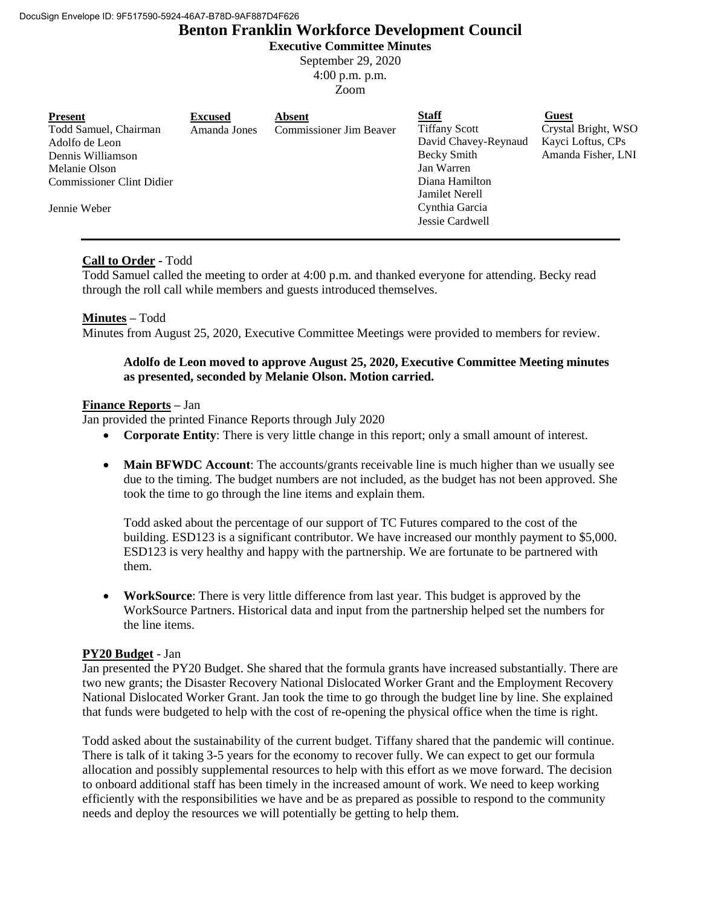DocuSign Envelope ID: 9F517590-5924-46A7-B78D-9AF887D4F626

# Benton Franklin Workforce Development Council

**Executive Committee Minutes**

September 29, 2020
4:00 p.m. p.m.
Zoom

| **Present** | **Excused** | **Absent** | **Staff** | **Guest** |
|---|---|---|---|---|
| Todd Samuel, Chairman | Amanda Jones | Commissioner Jim Beaver | Tiffany Scott | Crystal Bright, WSO |
| Adolfo de Leon | | | David Chavey-Reynaud | Kayci Loftus, CPs |
| Dennis Williamson | | | Becky Smith | Amanda Fisher, LNI |
| Melanie Olson | | | Jan Warren | |
| Commissioner Clint Didier | | | Diana Hamilton | |
| | | | Jamilet Nerell | |
| Jennie Weber | | | Cynthia Garcia | |
| | | | Jessie Cardwell | |

**Call to Order** - Todd

Todd Samuel called the meeting to order at 4:00 p.m. and thanked everyone for attending. Becky read through the roll call while members and guests introduced themselves.

**Minutes** – Todd

Minutes from August 25, 2020, Executive Committee Meetings were provided to members for review.

> **Adolfo de Leon moved to approve August 25, 2020, Executive Committee Meeting minutes as presented, seconded by Melanie Olson. Motion carried.**

**Finance Reports** – Jan

Jan provided the printed Finance Reports through July 2020

- **Corporate Entity**: There is very little change in this report; only a small amount of interest.

- **Main BFWDC Account**: The accounts/grants receivable line is much higher than we usually see due to the timing. The budget numbers are not included, as the budget has not been approved. She took the time to go through the line items and explain them.

  Todd asked about the percentage of our support of TC Futures compared to the cost of the building. ESD123 is a significant contributor. We have increased our monthly payment to $5,000. ESD123 is very healthy and happy with the partnership. We are fortunate to be partnered with them.

- **WorkSource**: There is very little difference from last year. This budget is approved by the WorkSource Partners. Historical data and input from the partnership helped set the numbers for the line items.

**PY20 Budget** - Jan

Jan presented the PY20 Budget. She shared that the formula grants have increased substantially. There are two new grants; the Disaster Recovery National Dislocated Worker Grant and the Employment Recovery National Dislocated Worker Grant. Jan took the time to go through the budget line by line. She explained that funds were budgeted to help with the cost of re-opening the physical office when the time is right.

Todd asked about the sustainability of the current budget. Tiffany shared that the pandemic will continue. There is talk of it taking 3-5 years for the economy to recover fully. We can expect to get our formula allocation and possibly supplemental resources to help with this effort as we move forward. The decision to onboard additional staff has been timely in the increased amount of work. We need to keep working efficiently with the responsibilities we have and be as prepared as possible to respond to the community needs and deploy the resources we will potentially be getting to help them.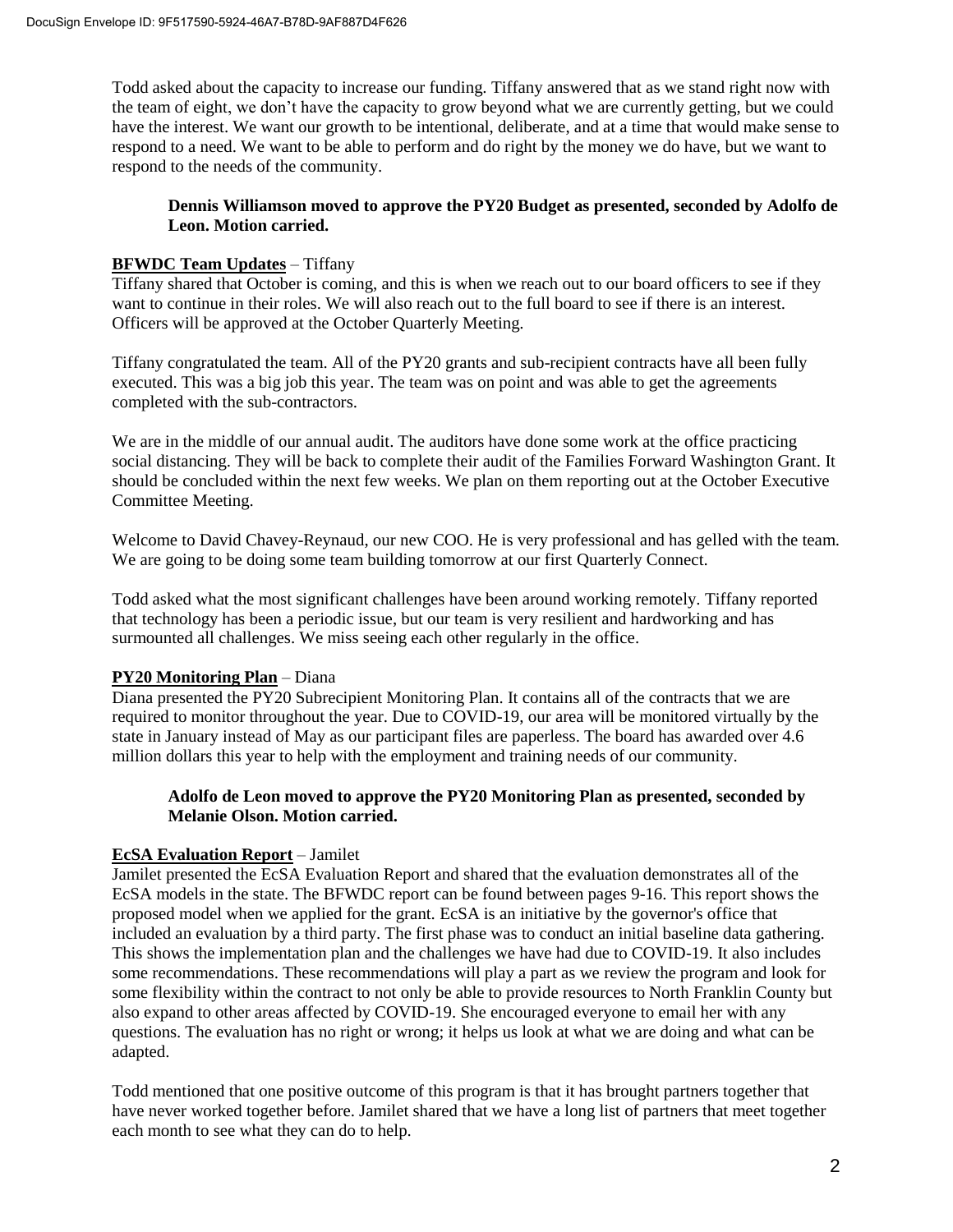Todd asked about the capacity to increase our funding. Tiffany answered that as we stand right now with the team of eight, we don't have the capacity to grow beyond what we are currently getting, but we could have the interest. We want our growth to be intentional, deliberate, and at a time that would make sense to respond to a need. We want to be able to perform and do right by the money we do have, but we want to respond to the needs of the community.

> **Dennis Williamson moved to approve the PY20 Budget as presented, seconded by Adolfo de Leon. Motion carried.**

**BFWDC Team Updates** – Tiffany

Tiffany shared that October is coming, and this is when we reach out to our board officers to see if they want to continue in their roles. We will also reach out to the full board to see if there is an interest. Officers will be approved at the October Quarterly Meeting.

Tiffany congratulated the team. All of the PY20 grants and sub-recipient contracts have all been fully executed. This was a big job this year. The team was on point and was able to get the agreements completed with the sub-contractors.

We are in the middle of our annual audit. The auditors have done some work at the office practicing social distancing. They will be back to complete their audit of the Families Forward Washington Grant. It should be concluded within the next few weeks. We plan on them reporting out at the October Executive Committee Meeting.

Welcome to David Chavey-Reynaud, our new COO. He is very professional and has gelled with the team. We are going to be doing some team building tomorrow at our first Quarterly Connect.

Todd asked what the most significant challenges have been around working remotely. Tiffany reported that technology has been a periodic issue, but our team is very resilient and hardworking and has surmounted all challenges. We miss seeing each other regularly in the office.

**PY20 Monitoring Plan** – Diana

Diana presented the PY20 Subrecipient Monitoring Plan. It contains all of the contracts that we are required to monitor throughout the year. Due to COVID-19, our area will be monitored virtually by the state in January instead of May as our participant files are paperless. The board has awarded over 4.6 million dollars this year to help with the employment and training needs of our community.

> **Adolfo de Leon moved to approve the PY20 Monitoring Plan as presented, seconded by Melanie Olson. Motion carried.**

**EcSA Evaluation Report** – Jamilet

Jamilet presented the EcSA Evaluation Report and shared that the evaluation demonstrates all of the EcSA models in the state. The BFWDC report can be found between pages 9-16. This report shows the proposed model when we applied for the grant. EcSA is an initiative by the governor's office that included an evaluation by a third party. The first phase was to conduct an initial baseline data gathering. This shows the implementation plan and the challenges we have had due to COVID-19. It also includes some recommendations. These recommendations will play a part as we review the program and look for some flexibility within the contract to not only be able to provide resources to North Franklin County but also expand to other areas affected by COVID-19. She encouraged everyone to email her with any questions. The evaluation has no right or wrong; it helps us look at what we are doing and what can be adapted.

Todd mentioned that one positive outcome of this program is that it has brought partners together that have never worked together before. Jamilet shared that we have a long list of partners that meet together each month to see what they can do to help.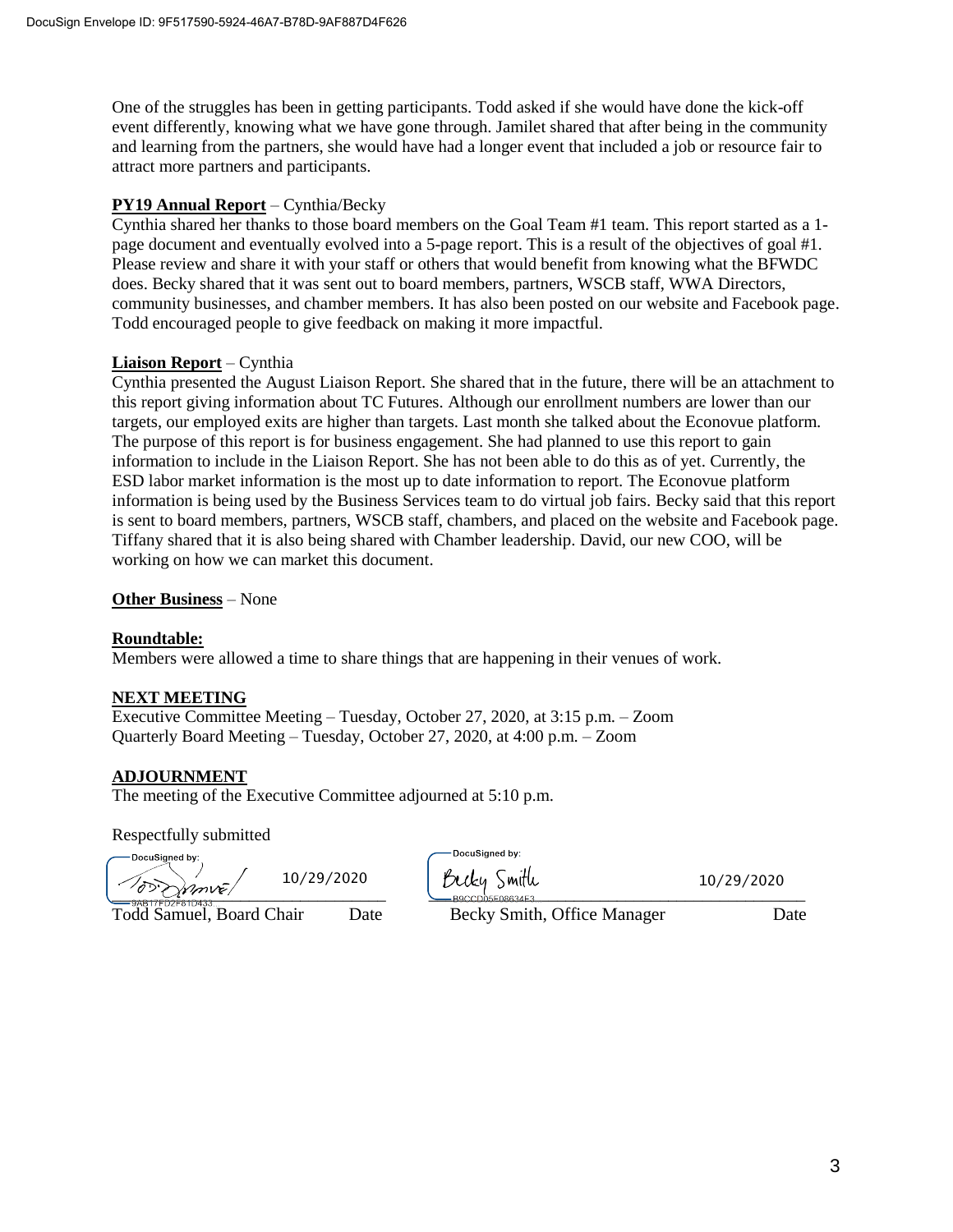One of the struggles has been in getting participants. Todd asked if she would have done the kick-off event differently, knowing what we have gone through. Jamilet shared that after being in the community and learning from the partners, she would have had a longer event that included a job or resource fair to attract more partners and participants.

**PY19 Annual Report** – Cynthia/Becky

Cynthia shared her thanks to those board members on the Goal Team #1 team. This report started as a 1-page document and eventually evolved into a 5-page report. This is a result of the objectives of goal #1. Please review and share it with your staff or others that would benefit from knowing what the BFWDC does. Becky shared that it was sent out to board members, partners, WSCB staff, WWA Directors, community businesses, and chamber members. It has also been posted on our website and Facebook page. Todd encouraged people to give feedback on making it more impactful.

**Liaison Report** – Cynthia

Cynthia presented the August Liaison Report. She shared that in the future, there will be an attachment to this report giving information about TC Futures. Although our enrollment numbers are lower than our targets, our employed exits are higher than targets. Last month she talked about the Econovue platform. The purpose of this report is for business engagement. She had planned to use this report to gain information to include in the Liaison Report. She has not been able to do this as of yet. Currently, the ESD labor market information is the most up to date information to report. The Econovue platform information is being used by the Business Services team to do virtual job fairs. Becky said that this report is sent to board members, partners, WSCB staff, chambers, and placed on the website and Facebook page. Tiffany shared that it is also being shared with Chamber leadership. David, our new COO, will be working on how we can market this document.

**Other Business** – None

**Roundtable:**

Members were allowed a time to share things that are happening in their venues of work.

**NEXT MEETING**

Executive Committee Meeting – Tuesday, October 27, 2020, at 3:15 p.m. – Zoom
Quarterly Board Meeting – Tuesday, October 27, 2020, at 4:00 p.m. – Zoom

**ADJOURNMENT**

The meeting of the Executive Committee adjourned at 5:10 p.m.

Respectfully submitted

| | | | |
|---|---|---|---|
| DocuSigned by: Todd Samuel 9AB17FD2F61D433 | 10/29/2020 | DocuSigned by: Becky Smith B9CCD05E08634E3 | 10/29/2020 |
| Todd Samuel, Board Chair | Date | Becky Smith, Office Manager | Date |